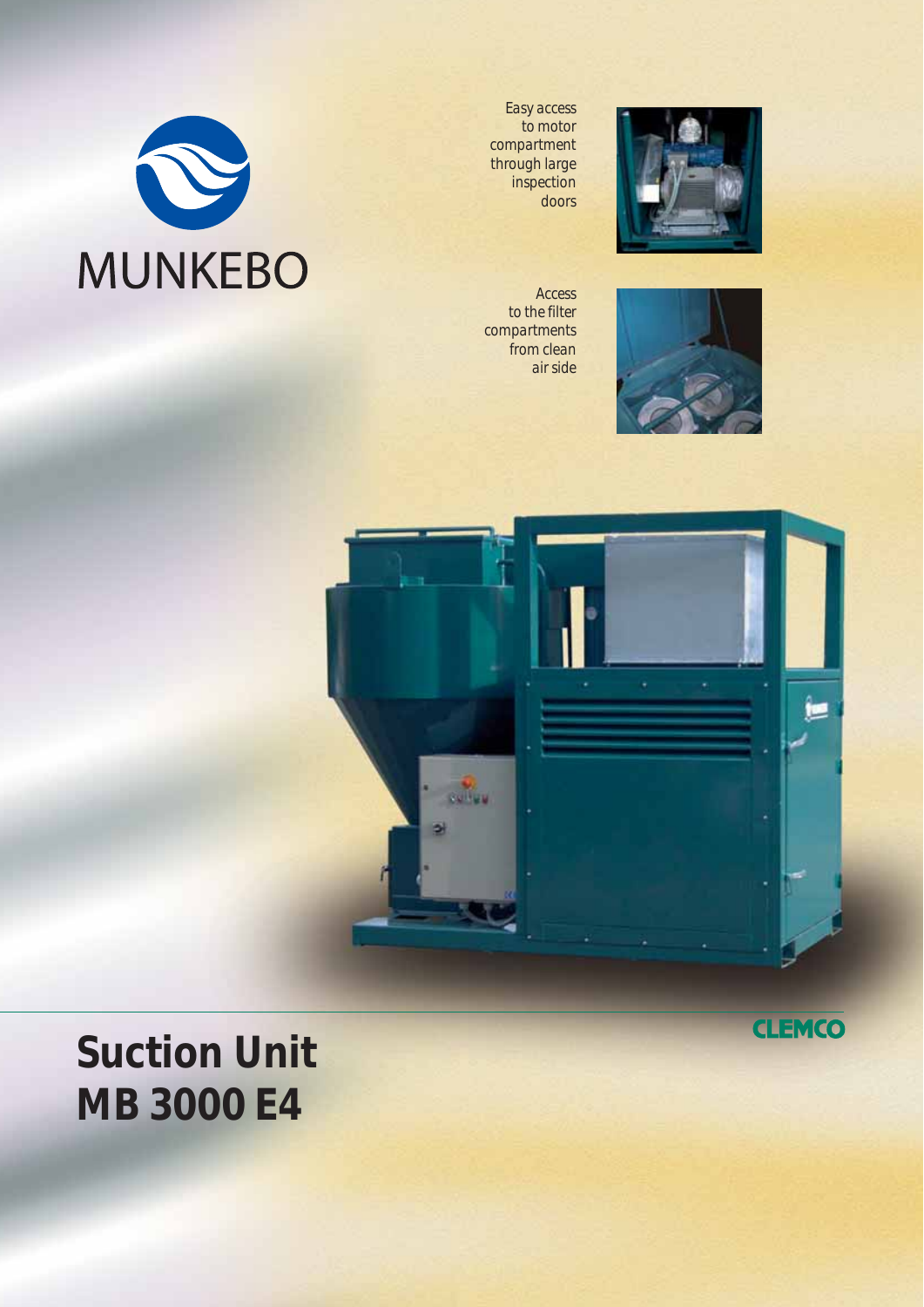MUNKEBO

Easy access to motor compartment through large inspection doors

Access to the filter compartments from clean air side

# Suction Unit MB 3000 E4

CLEMCO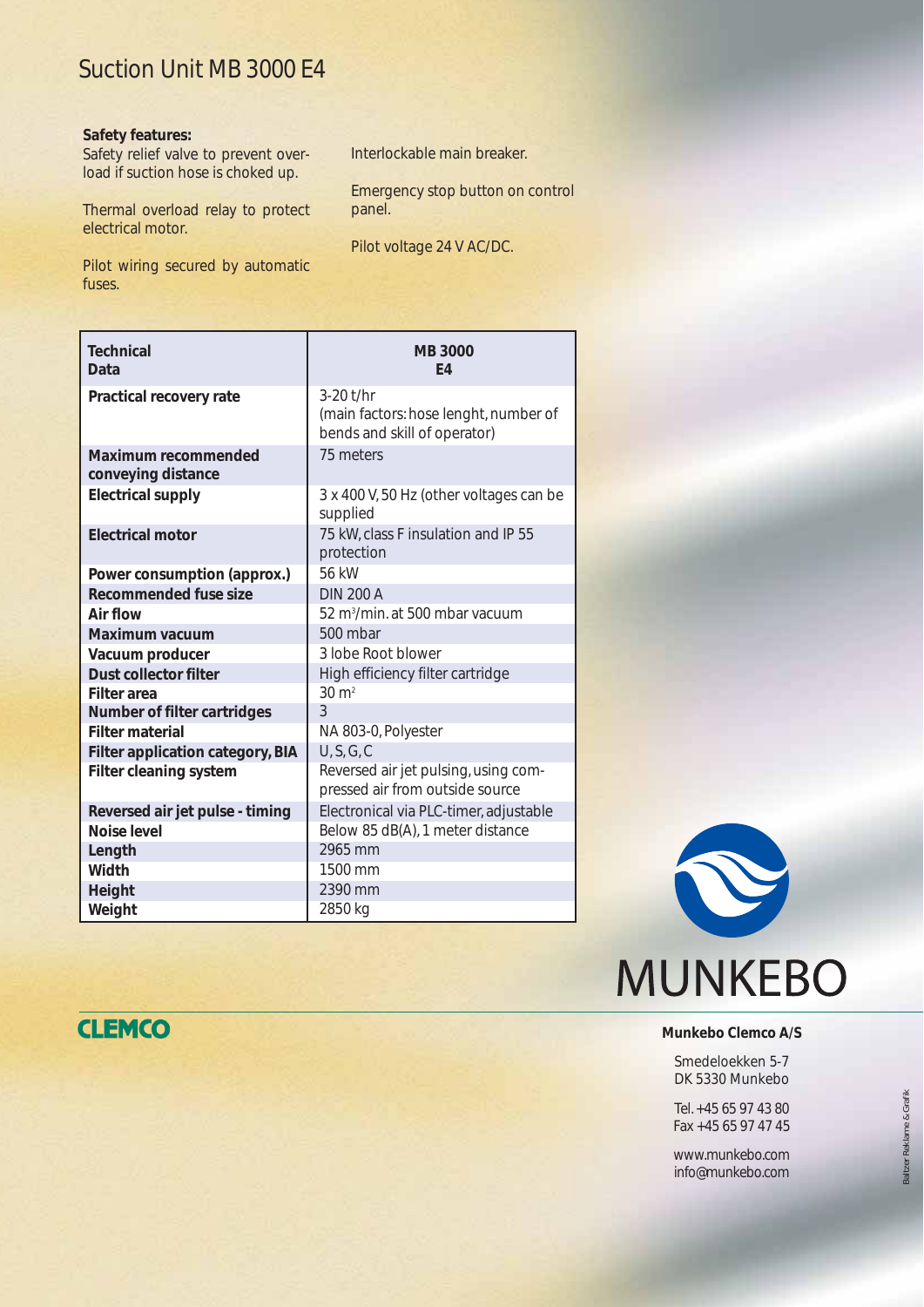# Suction Unit MB 3000 E4

**Safety features:**

Safety relief valve to prevent overload if suction hose is choked up.

Thermal overload relay to protect electrical motor.

Pilot wiring secured by automatic fuses.

Interlockable main breaker.

Emergency stop button on control panel.

Pilot voltage 24 V AC/DC.

| **Technical Data** | **MB 3000 E4** |
|---|---|
| **Practical recovery rate** | 3-20 t/hr (main factors: hose lenght, number of bends and skill of operator) |
| **Maximum recommended conveying distance** | 75 meters |
| **Electrical supply** | 3 x 400 V, 50 Hz (other voltages can be supplied |
| **Electrical motor** | 75 kW, class F insulation and IP 55 protection |
| **Power consumption (approx.)** | 56 kW |
| **Recommended fuse size** | DIN 200 A |
| **Air flow** | 52 m³/min. at 500 mbar vacuum |
| **Maximum vacuum** | 500 mbar |
| **Vacuum producer** | 3 lobe Root blower |
| **Dust collector filter** | High efficiency filter cartridge |
| **Filter area** | 30 m² |
| **Number of filter cartridges** | 3 |
| **Filter material** | NA 803-0, Polyester |
| **Filter application category, BIA** | U, S, G, C |
| **Filter cleaning system** | Reversed air jet pulsing, using compressed air from outside source |
| **Reversed air jet pulse - timing** | Electronical via PLC-timer, adjustable |
| **Noise level** | Below 85 dB(A), 1 meter distance |
| **Length** | 2965 mm |
| **Width** | 1500 mm |
| **Height** | 2390 mm |
| **Weight** | 2850 kg |

CLEMCO

MUNKEBO

**Munkebo Clemco A/S**

Smedeloekken 5-7
DK 5330 Munkebo

Tel. +45 65 97 43 80
Fax +45 65 97 47 45

www.munkebo.com
info@munkebo.com

Baltzer Reklame & Grafik